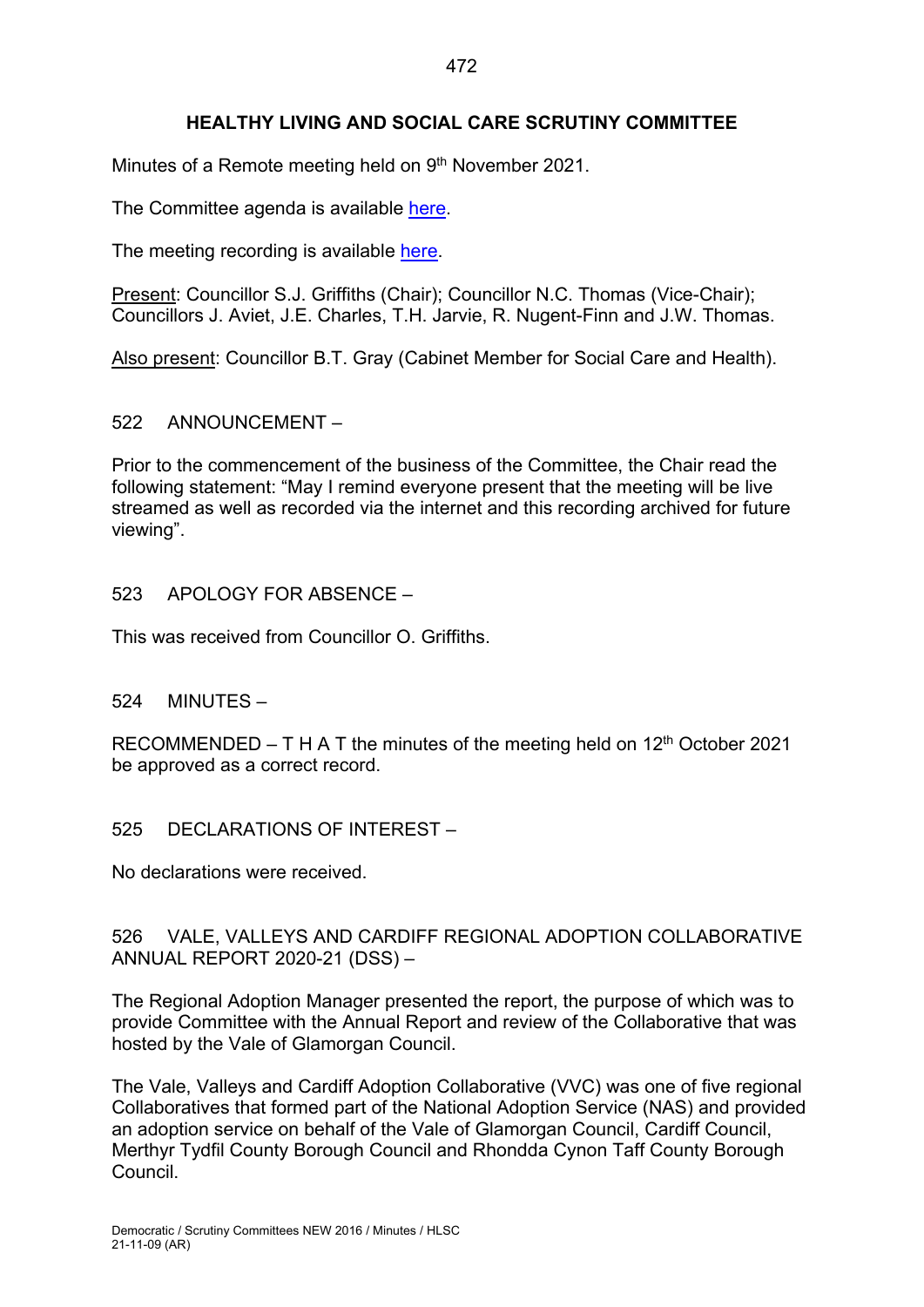# HEALTHY LIVING AND SOCIAL CARE SCRUTINY COMMITTEE

Minutes of a Remote meeting held on 9th November 2021.

The Committee agenda is available here.

The meeting recording is available here.

Present: Councillor S.J. Griffiths (Chair); Councillor N.C. Thomas (Vice-Chair); Councillors J. Aviet, J.E. Charles, T.H. Jarvie, R. Nugent-Finn and J.W. Thomas.

Also present: Councillor B.T. Gray (Cabinet Member for Social Care and Health).

522 ANNOUNCEMENT –

Prior to the commencement of the business of the Committee, the Chair read the following statement: "May I remind everyone present that the meeting will be live streamed as well as recorded via the internet and this recording archived for future viewing".

523 APOLOGY FOR ABSENCE –

This was received from Councillor O. Griffiths.

524 MINUTES –

RECOMMENDED – T H A T the minutes of the meeting held on 12th October 2021 be approved as a correct record.

525 DECLARATIONS OF INTEREST –

No declarations were received.

526 VALE, VALLEYS AND CARDIFF REGIONAL ADOPTION COLLABORATIVE ANNUAL REPORT 2020-21 (DSS) –

The Regional Adoption Manager presented the report, the purpose of which was to provide Committee with the Annual Report and review of the Collaborative that was hosted by the Vale of Glamorgan Council.

The Vale, Valleys and Cardiff Adoption Collaborative (VVC) was one of five regional Collaboratives that formed part of the National Adoption Service (NAS) and provided an adoption service on behalf of the Vale of Glamorgan Council, Cardiff Council, Merthyr Tydfil County Borough Council and Rhondda Cynon Taff County Borough Council.

Democratic / Scrutiny Committees NEW 2016 / Minutes / HLSC 21-11-09 (AR)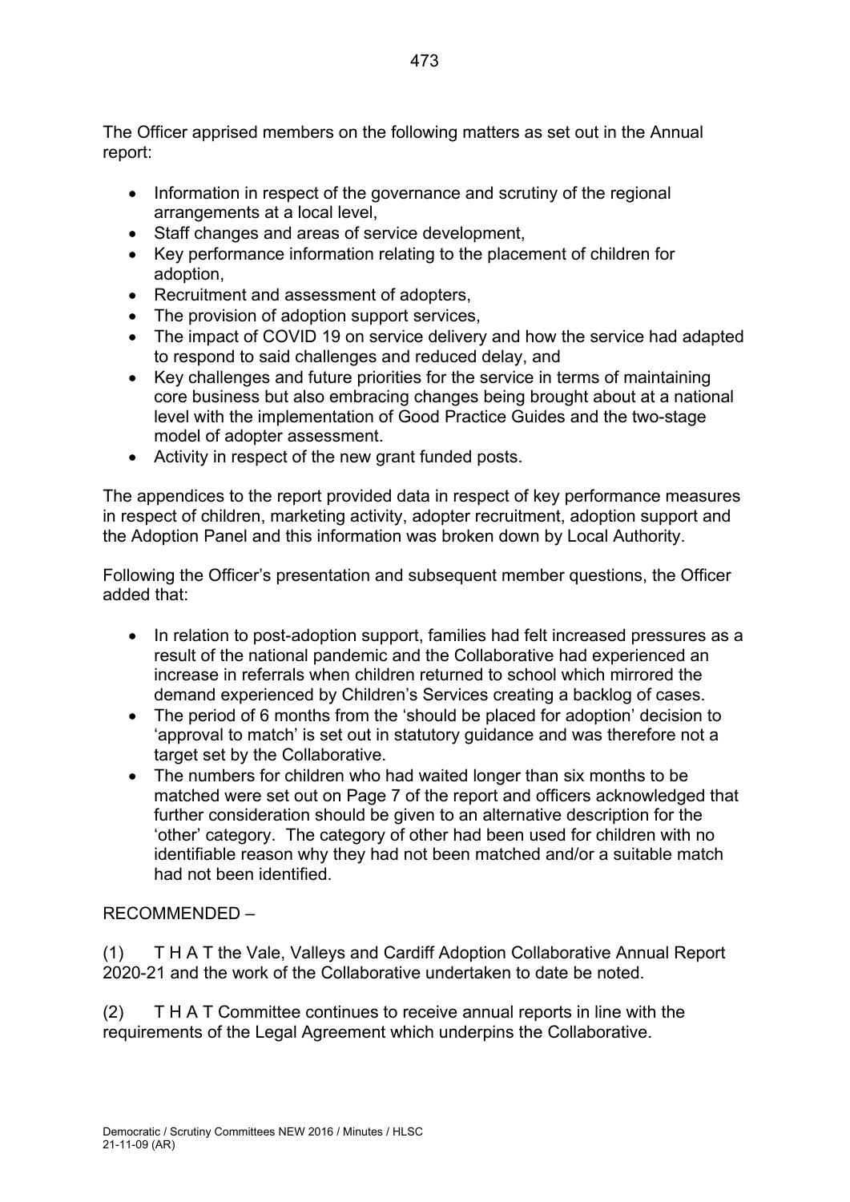The Officer apprised members on the following matters as set out in the Annual report:

- Information in respect of the governance and scrutiny of the regional arrangements at a local level,
- Staff changes and areas of service development,
- Key performance information relating to the placement of children for adoption,
- Recruitment and assessment of adopters,
- The provision of adoption support services,
- The impact of COVID 19 on service delivery and how the service had adapted to respond to said challenges and reduced delay, and
- Key challenges and future priorities for the service in terms of maintaining core business but also embracing changes being brought about at a national level with the implementation of Good Practice Guides and the two-stage model of adopter assessment.
- Activity in respect of the new grant funded posts.

The appendices to the report provided data in respect of key performance measures in respect of children, marketing activity, adopter recruitment, adoption support and the Adoption Panel and this information was broken down by Local Authority.

Following the Officer's presentation and subsequent member questions, the Officer added that:

- In relation to post-adoption support, families had felt increased pressures as a result of the national pandemic and the Collaborative had experienced an increase in referrals when children returned to school which mirrored the demand experienced by Children's Services creating a backlog of cases.
- The period of 6 months from the 'should be placed for adoption' decision to 'approval to match' is set out in statutory guidance and was therefore not a target set by the Collaborative.
- The numbers for children who had waited longer than six months to be matched were set out on Page 7 of the report and officers acknowledged that further consideration should be given to an alternative description for the 'other' category. The category of other had been used for children with no identifiable reason why they had not been matched and/or a suitable match had not been identified.

RECOMMENDED –

(1) T H A T the Vale, Valleys and Cardiff Adoption Collaborative Annual Report 2020-21 and the work of the Collaborative undertaken to date be noted.

(2) T H A T Committee continues to receive annual reports in line with the requirements of the Legal Agreement which underpins the Collaborative.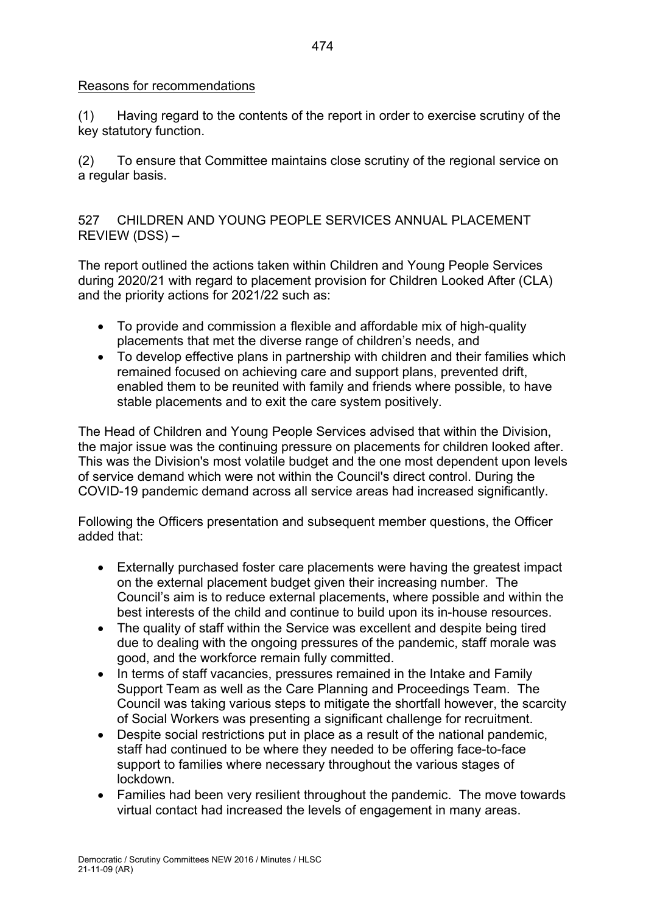Reasons for recommendations

(1) Having regard to the contents of the report in order to exercise scrutiny of the key statutory function.

(2) To ensure that Committee maintains close scrutiny of the regional service on a regular basis.

527 CHILDREN AND YOUNG PEOPLE SERVICES ANNUAL PLACEMENT REVIEW (DSS) –

The report outlined the actions taken within Children and Young People Services during 2020/21 with regard to placement provision for Children Looked After (CLA) and the priority actions for 2021/22 such as:

- To provide and commission a flexible and affordable mix of high-quality placements that met the diverse range of children's needs, and
- To develop effective plans in partnership with children and their families which remained focused on achieving care and support plans, prevented drift, enabled them to be reunited with family and friends where possible, to have stable placements and to exit the care system positively.

The Head of Children and Young People Services advised that within the Division, the major issue was the continuing pressure on placements for children looked after. This was the Division's most volatile budget and the one most dependent upon levels of service demand which were not within the Council's direct control. During the COVID-19 pandemic demand across all service areas had increased significantly.

Following the Officers presentation and subsequent member questions, the Officer added that:

- Externally purchased foster care placements were having the greatest impact on the external placement budget given their increasing number. The Council's aim is to reduce external placements, where possible and within the best interests of the child and continue to build upon its in-house resources.
- The quality of staff within the Service was excellent and despite being tired due to dealing with the ongoing pressures of the pandemic, staff morale was good, and the workforce remain fully committed.
- In terms of staff vacancies, pressures remained in the Intake and Family Support Team as well as the Care Planning and Proceedings Team. The Council was taking various steps to mitigate the shortfall however, the scarcity of Social Workers was presenting a significant challenge for recruitment.
- Despite social restrictions put in place as a result of the national pandemic, staff had continued to be where they needed to be offering face-to-face support to families where necessary throughout the various stages of lockdown.
- Families had been very resilient throughout the pandemic. The move towards virtual contact had increased the levels of engagement in many areas.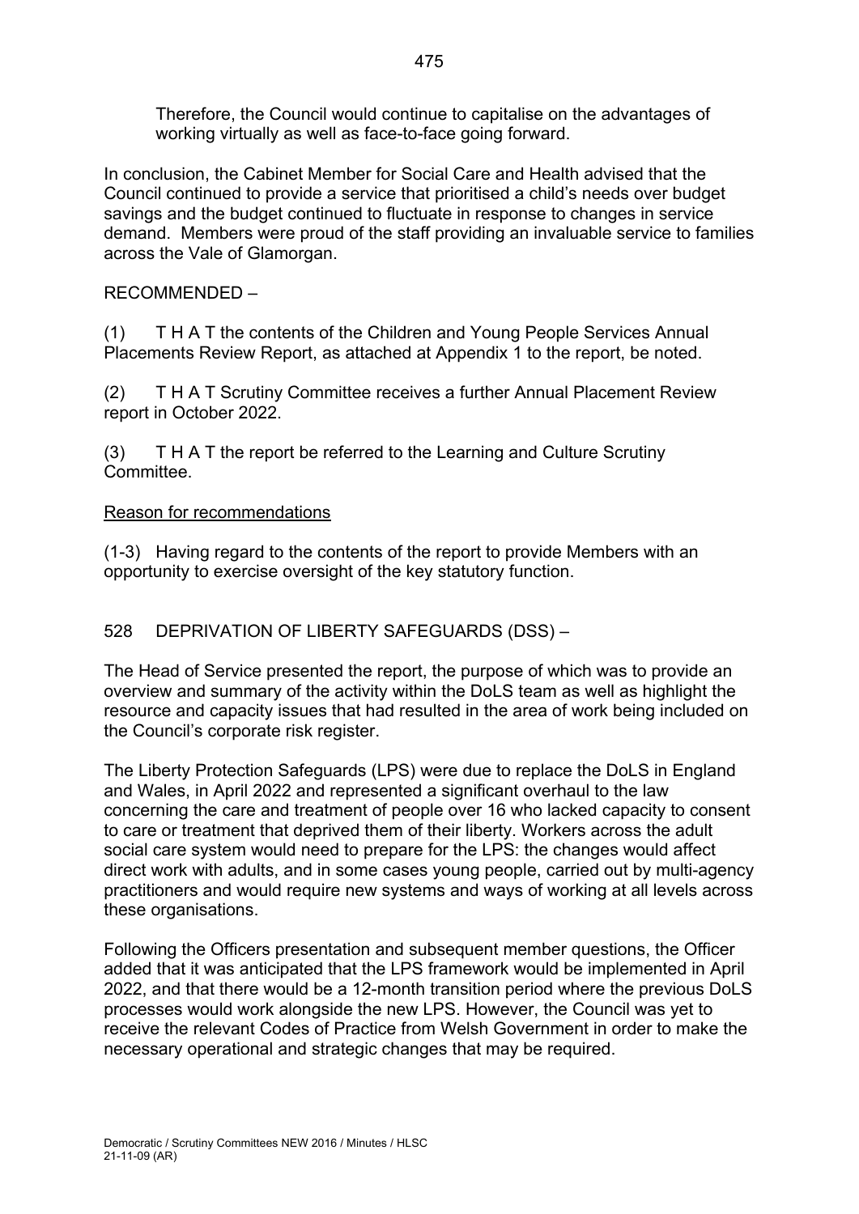Therefore, the Council would continue to capitalise on the advantages of working virtually as well as face-to-face going forward.

In conclusion, the Cabinet Member for Social Care and Health advised that the Council continued to provide a service that prioritised a child's needs over budget savings and the budget continued to fluctuate in response to changes in service demand. Members were proud of the staff providing an invaluable service to families across the Vale of Glamorgan.

RECOMMENDED –

(1) T H A T the contents of the Children and Young People Services Annual Placements Review Report, as attached at Appendix 1 to the report, be noted.

(2) T H A T Scrutiny Committee receives a further Annual Placement Review report in October 2022.

(3) T H A T the report be referred to the Learning and Culture Scrutiny Committee.

Reason for recommendations

(1-3) Having regard to the contents of the report to provide Members with an opportunity to exercise oversight of the key statutory function.

528 DEPRIVATION OF LIBERTY SAFEGUARDS (DSS) –

The Head of Service presented the report, the purpose of which was to provide an overview and summary of the activity within the DoLS team as well as highlight the resource and capacity issues that had resulted in the area of work being included on the Council's corporate risk register.

The Liberty Protection Safeguards (LPS) were due to replace the DoLS in England and Wales, in April 2022 and represented a significant overhaul to the law concerning the care and treatment of people over 16 who lacked capacity to consent to care or treatment that deprived them of their liberty. Workers across the adult social care system would need to prepare for the LPS: the changes would affect direct work with adults, and in some cases young people, carried out by multi-agency practitioners and would require new systems and ways of working at all levels across these organisations.

Following the Officers presentation and subsequent member questions, the Officer added that it was anticipated that the LPS framework would be implemented in April 2022, and that there would be a 12-month transition period where the previous DoLS processes would work alongside the new LPS. However, the Council was yet to receive the relevant Codes of Practice from Welsh Government in order to make the necessary operational and strategic changes that may be required.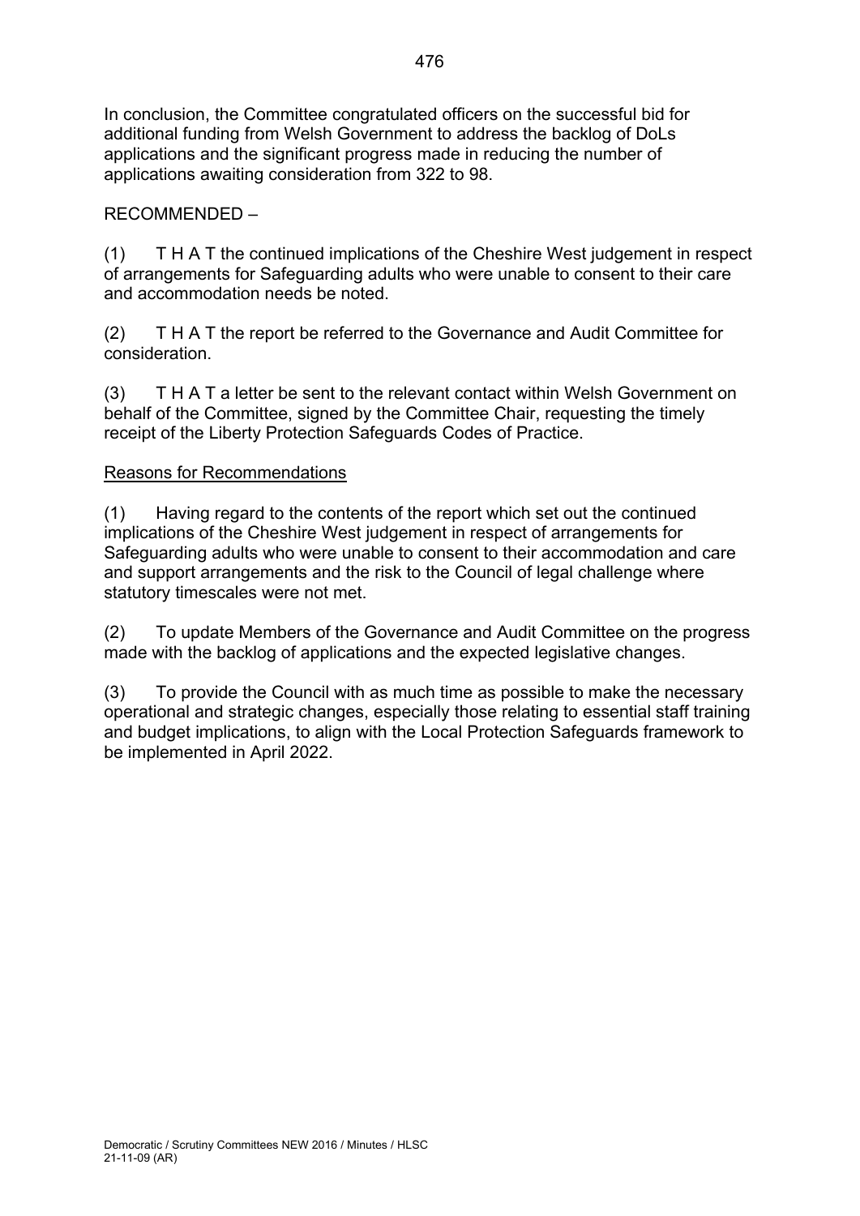In conclusion, the Committee congratulated officers on the successful bid for additional funding from Welsh Government to address the backlog of DoLs applications and the significant progress made in reducing the number of applications awaiting consideration from 322 to 98.

RECOMMENDED –

(1) T H A T the continued implications of the Cheshire West judgement in respect of arrangements for Safeguarding adults who were unable to consent to their care and accommodation needs be noted.

(2) T H A T the report be referred to the Governance and Audit Committee for consideration.

(3) T H A T a letter be sent to the relevant contact within Welsh Government on behalf of the Committee, signed by the Committee Chair, requesting the timely receipt of the Liberty Protection Safeguards Codes of Practice.

<u>Reasons for Recommendations</u>

(1) Having regard to the contents of the report which set out the continued implications of the Cheshire West judgement in respect of arrangements for Safeguarding adults who were unable to consent to their accommodation and care and support arrangements and the risk to the Council of legal challenge where statutory timescales were not met.

(2) To update Members of the Governance and Audit Committee on the progress made with the backlog of applications and the expected legislative changes.

(3) To provide the Council with as much time as possible to make the necessary operational and strategic changes, especially those relating to essential staff training and budget implications, to align with the Local Protection Safeguards framework to be implemented in April 2022.